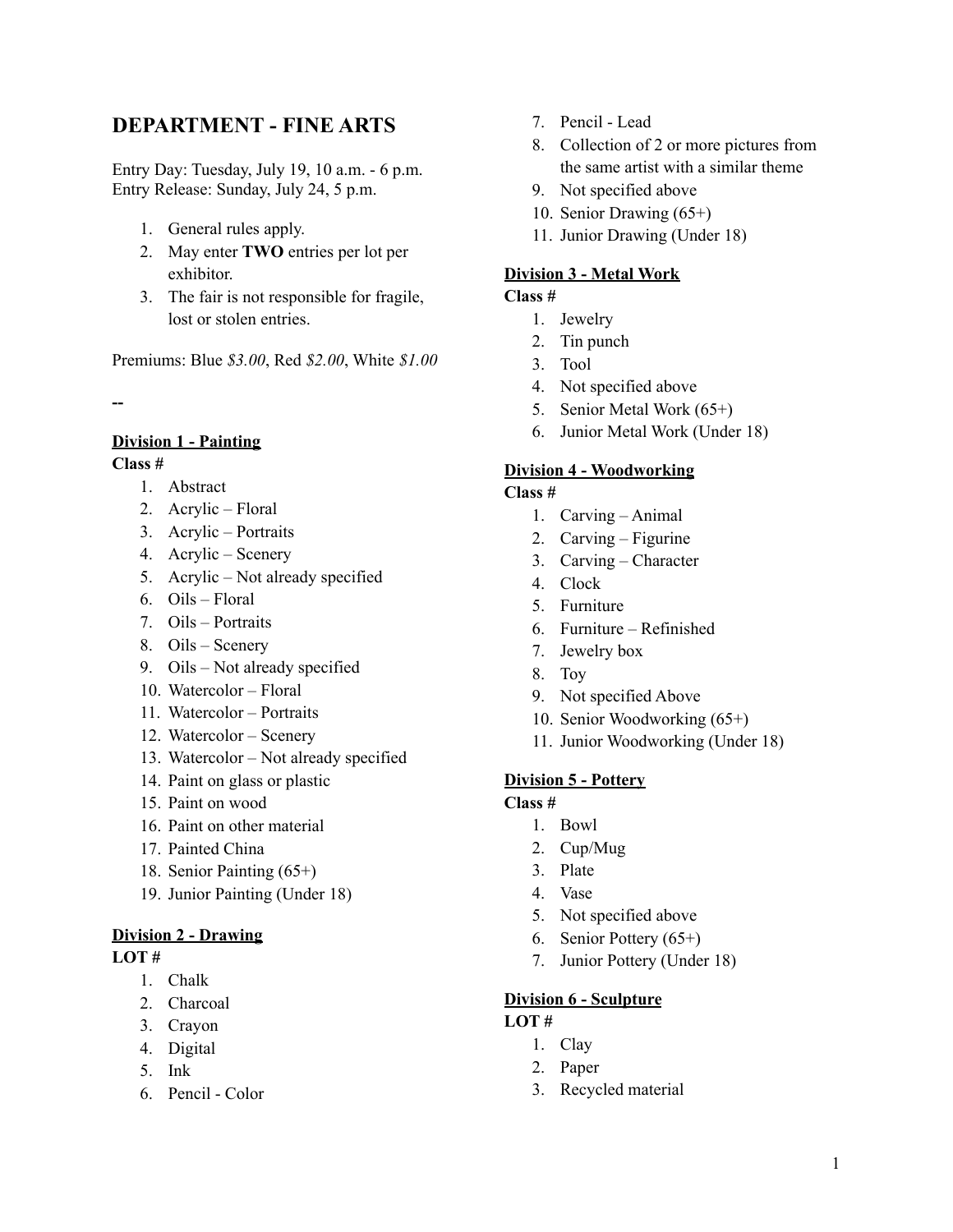# DEPARTMENT - FINE ARTS

Entry Day: Tuesday, July 19, 10 a.m. - 6 p.m.
Entry Release: Sunday, July 24, 5 p.m.

1. General rules apply.
2. May enter **TWO** entries per lot per exhibitor.
3. The fair is not responsible for fragile, lost or stolen entries.

Premiums: Blue *$3.00*, Red *$2.00*, White *$1.00*

--

**Division 1 - Painting**

**Class #**

1. Abstract
2. Acrylic – Floral
3. Acrylic – Portraits
4. Acrylic – Scenery
5. Acrylic – Not already specified
6. Oils – Floral
7. Oils – Portraits
8. Oils – Scenery
9. Oils – Not already specified
10. Watercolor – Floral
11. Watercolor – Portraits
12. Watercolor – Scenery
13. Watercolor – Not already specified
14. Paint on glass or plastic
15. Paint on wood
16. Paint on other material
17. Painted China
18. Senior Painting (65+)
19. Junior Painting (Under 18)

**Division 2 - Drawing**

**LOT #**

1. Chalk
2. Charcoal
3. Crayon
4. Digital
5. Ink
6. Pencil - Color
7. Pencil - Lead
8. Collection of 2 or more pictures from the same artist with a similar theme
9. Not specified above
10. Senior Drawing (65+)
11. Junior Drawing (Under 18)

**Division 3 - Metal Work**

**Class #**

1. Jewelry
2. Tin punch
3. Tool
4. Not specified above
5. Senior Metal Work (65+)
6. Junior Metal Work (Under 18)

**Division 4 - Woodworking**

**Class #**

1. Carving – Animal
2. Carving – Figurine
3. Carving – Character
4. Clock
5. Furniture
6. Furniture – Refinished
7. Jewelry box
8. Toy
9. Not specified Above
10. Senior Woodworking (65+)
11. Junior Woodworking (Under 18)

**Division 5 - Pottery**

**Class #**

1. Bowl
2. Cup/Mug
3. Plate
4. Vase
5. Not specified above
6. Senior Pottery (65+)
7. Junior Pottery (Under 18)

**Division 6 - Sculpture**

**LOT #**

1. Clay
2. Paper
3. Recycled material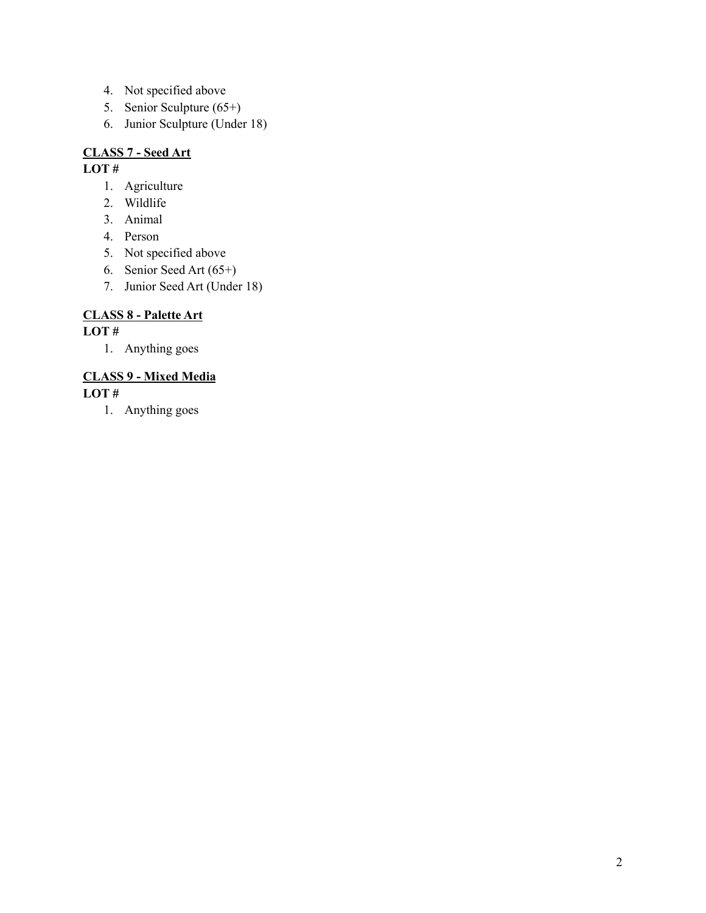4. Not specified above
5. Senior Sculpture (65+)
6. Junior Sculpture (Under 18)

**CLASS 7 - Seed Art**

**LOT #**

1. Agriculture
2. Wildlife
3. Animal
4. Person
5. Not specified above
6. Senior Seed Art (65+)
7. Junior Seed Art (Under 18)

**CLASS 8 - Palette Art**

**LOT #**

1. Anything goes

**CLASS 9 - Mixed Media**

**LOT #**

1. Anything goes